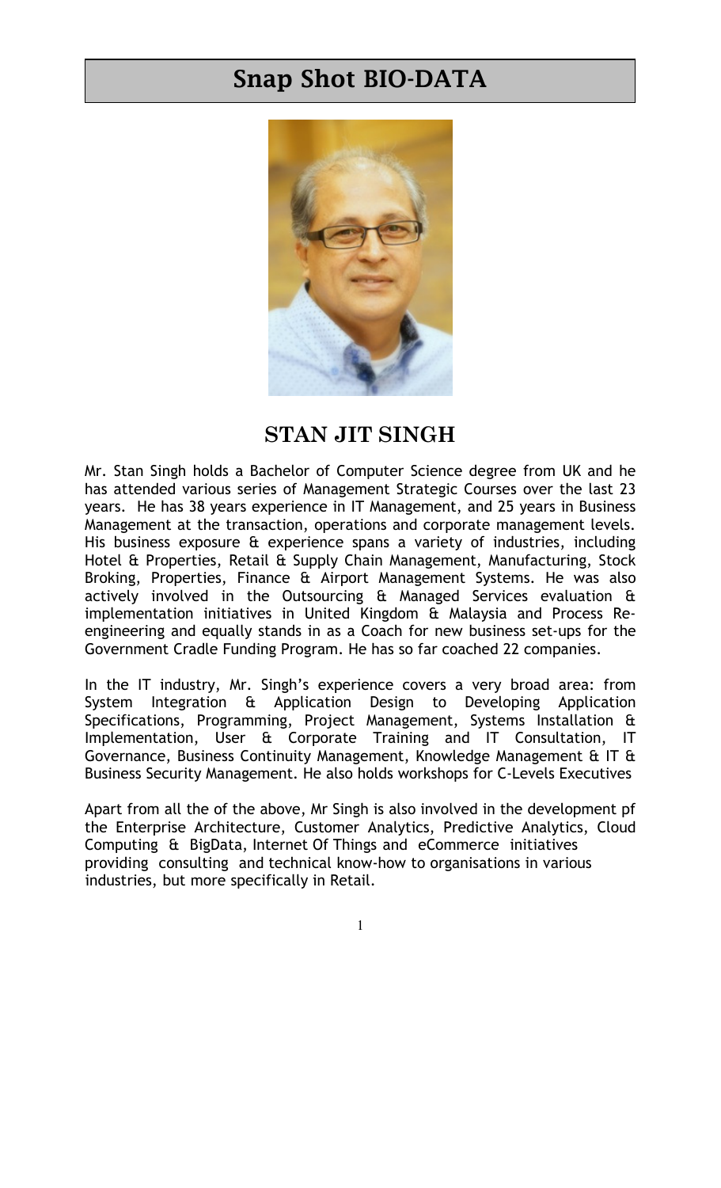# Snap Shot BIO-DATA

## STAN JIT SINGH

Mr. Stan Singh holds a Bachelor of Computer Science degree from UK and he has attended various series of Management Strategic Courses over the last 23 years. He has 38 years experience in IT Management, and 25 years in Business Management at the transaction, operations and corporate management levels. His business exposure & experience spans a variety of industries, including Hotel & Properties, Retail & Supply Chain Management, Manufacturing, Stock Broking, Properties, Finance & Airport Management Systems. He was also actively involved in the Outsourcing & Managed Services evaluation & implementation initiatives in United Kingdom & Malaysia and Process Re-engineering and equally stands in as a Coach for new business set-ups for the Government Cradle Funding Program. He has so far coached 22 companies.

In the IT industry, Mr. Singh's experience covers a very broad area: from System Integration & Application Design to Developing Application Specifications, Programming, Project Management, Systems Installation & Implementation, User & Corporate Training and IT Consultation, IT Governance, Business Continuity Management, Knowledge Management & IT & Business Security Management. He also holds workshops for C-Levels Executives

Apart from all the of the above, Mr Singh is also involved in the development pf the Enterprise Architecture, Customer Analytics, Predictive Analytics, Cloud Computing & BigData, Internet Of Things and eCommerce initiatives providing consulting and technical know-how to organisations in various industries, but more specifically in Retail.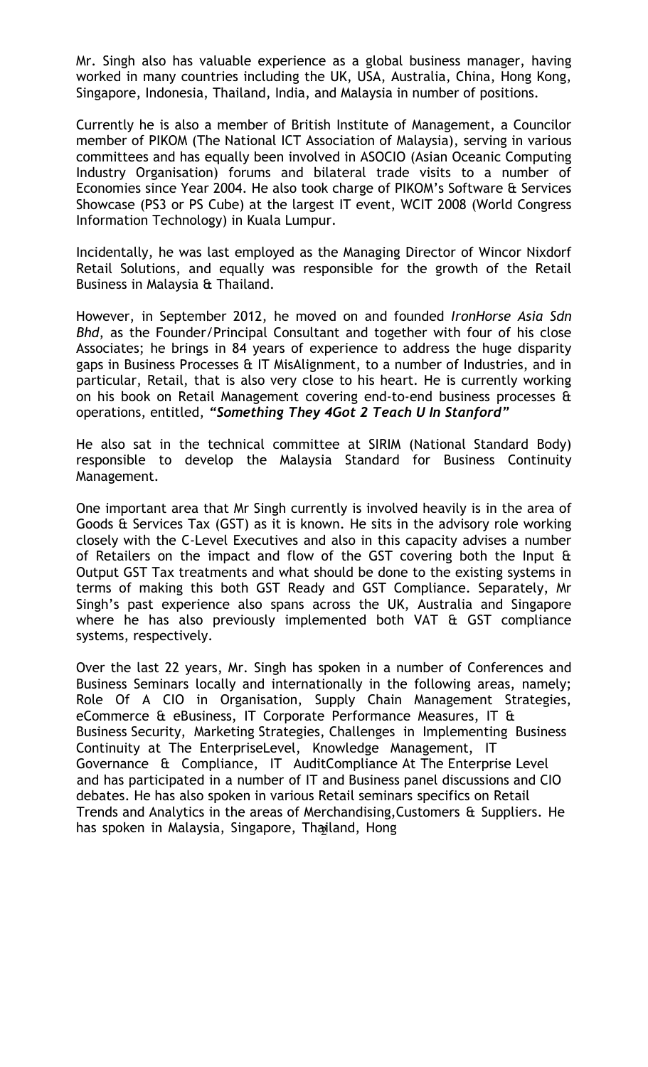Mr. Singh also has valuable experience as a global business manager, having worked in many countries including the UK, USA, Australia, China, Hong Kong, Singapore, Indonesia, Thailand, India, and Malaysia in number of positions.

Currently he is also a member of British Institute of Management, a Councilor member of PIKOM (The National ICT Association of Malaysia), serving in various committees and has equally been involved in ASOCIO (Asian Oceanic Computing Industry Organisation) forums and bilateral trade visits to a number of Economies since Year 2004. He also took charge of PIKOM's Software & Services Showcase (PS3 or PS Cube) at the largest IT event, WCIT 2008 (World Congress Information Technology) in Kuala Lumpur.

Incidentally, he was last employed as the Managing Director of Wincor Nixdorf Retail Solutions, and equally was responsible for the growth of the Retail Business in Malaysia & Thailand.

However, in September 2012, he moved on and founded *IronHorse Asia Sdn Bhd*, as the Founder/Principal Consultant and together with four of his close Associates; he brings in 84 years of experience to address the huge disparity gaps in Business Processes & IT MisAlignment, to a number of Industries, and in particular, Retail, that is also very close to his heart. He is currently working on his book on Retail Management covering end-to-end business processes & operations, entitled, ***"Something They 4Got 2 Teach U In Stanford"***

He also sat in the technical committee at SIRIM (National Standard Body) responsible to develop the Malaysia Standard for Business Continuity Management.

One important area that Mr Singh currently is involved heavily is in the area of Goods & Services Tax (GST) as it is known. He sits in the advisory role working closely with the C-Level Executives and also in this capacity advises a number of Retailers on the impact and flow of the GST covering both the Input & Output GST Tax treatments and what should be done to the existing systems in terms of making this both GST Ready and GST Compliance. Separately, Mr Singh's past experience also spans across the UK, Australia and Singapore where he has also previously implemented both VAT & GST compliance systems, respectively.

Over the last 22 years, Mr. Singh has spoken in a number of Conferences and Business Seminars locally and internationally in the following areas, namely; Role Of A CIO in Organisation, Supply Chain Management Strategies, eCommerce & eBusiness, IT Corporate Performance Measures, IT & Business Security, Marketing Strategies, Challenges in Implementing Business Continuity at The EnterpriseLevel, Knowledge Management, IT Governance & Compliance, IT AuditCompliance At The Enterprise Level and has participated in a number of IT and Business panel discussions and CIO debates. He has also spoken in various Retail seminars specifics on Retail Trends and Analytics in the areas of Merchandising,Customers & Suppliers. He has spoken in Malaysia, Singapore, Thailand, Hong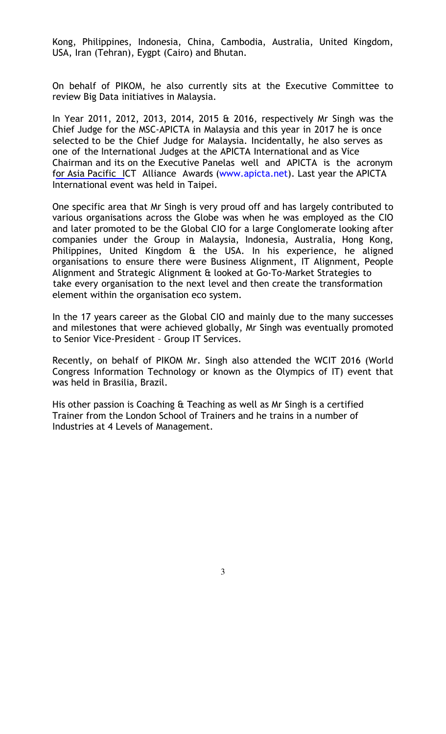Kong, Philippines, Indonesia, China, Cambodia, Australia, United Kingdom, USA, Iran (Tehran), Eygpt (Cairo) and Bhutan.

On behalf of PIKOM, he also currently sits at the Executive Committee to review Big Data initiatives in Malaysia.

In Year 2011, 2012, 2013, 2014, 2015 & 2016, respectively Mr Singh was the Chief Judge for the MSC-APICTA in Malaysia and this year in 2017 he is once selected to be the Chief Judge for Malaysia. Incidentally, he also serves as one of the International Judges at the APICTA International and as Vice Chairman and its on the Executive Panelas well and APICTA is the acronym for Asia Pacific ICT Alliance Awards (www.apicta.net). Last year the APICTA International event was held in Taipei.

One specific area that Mr Singh is very proud off and has largely contributed to various organisations across the Globe was when he was employed as the CIO and later promoted to be the Global CIO for a large Conglomerate looking after companies under the Group in Malaysia, Indonesia, Australia, Hong Kong, Philippines, United Kingdom & the USA. In his experience, he aligned organisations to ensure there were Business Alignment, IT Alignment, People Alignment and Strategic Alignment & looked at Go-To-Market Strategies to take every organisation to the next level and then create the transformation element within the organisation eco system.

In the 17 years career as the Global CIO and mainly due to the many successes and milestones that were achieved globally, Mr Singh was eventually promoted to Senior Vice-President – Group IT Services.

Recently, on behalf of PIKOM Mr. Singh also attended the WCIT 2016 (World Congress Information Technology or known as the Olympics of IT) event that was held in Brasilia, Brazil.

His other passion is Coaching & Teaching as well as Mr Singh is a certified Trainer from the London School of Trainers and he trains in a number of Industries at 4 Levels of Management.